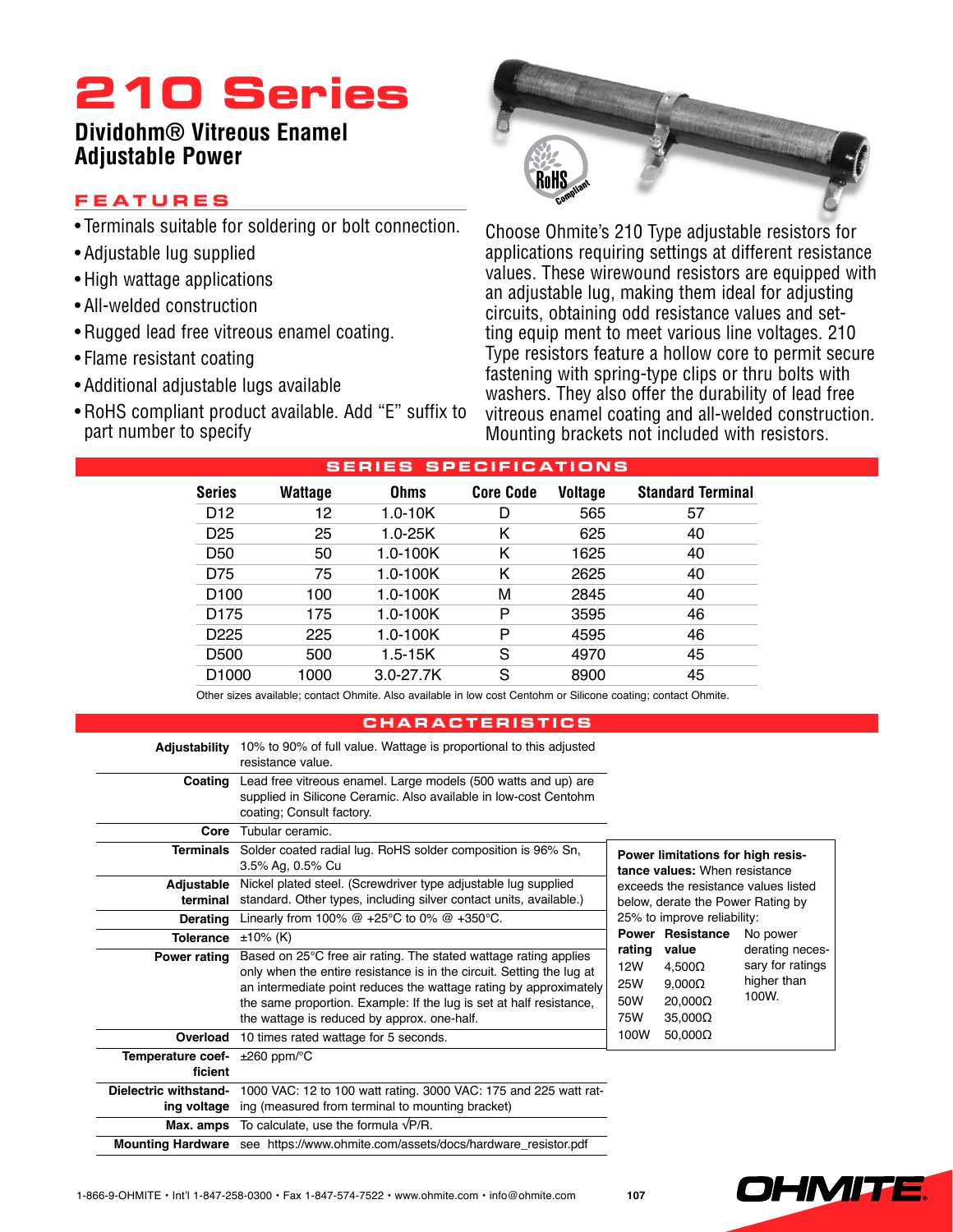# 210 Series

## Dividohm® Vitreous Enamel Adjustable Power

### FEATURES

- Terminals suitable for soldering or bolt connection.
- Adjustable lug supplied
- High wattage applications
- All-welded construction
- Rugged lead free vitreous enamel coating.
- Flame resistant coating
- Additional adjustable lugs available
- RoHS compliant product available. Add "E" suffix to part number to specify

Choose Ohmite's 210 Type adjustable resistors for applications requiring settings at different resistance values. These wirewound resistors are equipped with an adjustable lug, making them ideal for adjusting circuits, obtaining odd resistance values and setting equip ment to meet various line voltages. 210 Type resistors feature a hollow core to permit secure fastening with spring-type clips or thru bolts with washers. They also offer the durability of lead free vitreous enamel coating and all-welded construction. Mounting brackets not included with resistors.

### SERIES SPECIFICATIONS

| Series | Wattage | Ohms | Core Code | Voltage | Standard Terminal |
|---|---|---|---|---|---|
| D12 | 12 | 1.0-10K | D | 565 | 57 |
| D25 | 25 | 1.0-25K | K | 625 | 40 |
| D50 | 50 | 1.0-100K | K | 1625 | 40 |
| D75 | 75 | 1.0-100K | K | 2625 | 40 |
| D100 | 100 | 1.0-100K | M | 2845 | 40 |
| D175 | 175 | 1.0-100K | P | 3595 | 46 |
| D225 | 225 | 1.0-100K | P | 4595 | 46 |
| D500 | 500 | 1.5-15K | S | 4970 | 45 |
| D1000 | 1000 | 3.0-27.7K | S | 8900 | 45 |

Other sizes available; contact Ohmite. Also available in low cost Centohm or Silicone coating; contact Ohmite.

### CHARACTERISTICS

| | |
|---|---|
| **Adjustability** | 10% to 90% of full value. Wattage is proportional to this adjusted resistance value. |
| **Coating** | Lead free vitreous enamel. Large models (500 watts and up) are supplied in Silicone Ceramic. Also available in low-cost Centohm coating; Consult factory. |
| **Core** | Tubular ceramic. |
| **Terminals** | Solder coated radial lug. RoHS solder composition is 96% Sn, 3.5% Ag, 0.5% Cu |
| **Adjustable terminal** | Nickel plated steel. (Screwdriver type adjustable lug supplied standard. Other types, including silver contact units, available.) |
| **Derating** | Linearly from 100% @ +25°C to 0% @ +350°C. |
| **Tolerance** | ±10% (K) |
| **Power rating** | Based on 25°C free air rating. The stated wattage rating applies only when the entire resistance is in the circuit. Setting the lug at an intermediate point reduces the wattage rating by approximately the same proportion. Example: If the lug is set at half resistance, the wattage is reduced by approx. one-half. |
| **Overload** | 10 times rated wattage for 5 seconds. |
| **Temperature coefficient** | ±260 ppm/°C |
| **Dielectric withstanding voltage** | 1000 VAC: 12 to 100 watt rating. 3000 VAC: 175 and 225 watt rating (measured from terminal to mounting bracket) |
| **Max. amps** | To calculate, use the formula $\sqrt{P/R}$. |
| **Mounting Hardware** | see https://www.ohmite.com/assets/docs/hardware_resistor.pdf |

**Power limitations for high resistance values:** When resistance exceeds the resistance values listed below, derate the Power Rating by 25% to improve reliability:

| Power rating | Resistance value |
|---|---|
| 12W | 4,500Ω |
| 25W | 9,000Ω |
| 50W | 20,000Ω |
| 75W | 35,000Ω |
| 100W | 50,000Ω |

No power derating necessary for ratings higher than 100W.

1-866-9-OHMITE • Int'l 1-847-258-0300 • Fax 1-847-574-7522 • www.ohmite.com • info@ohmite.com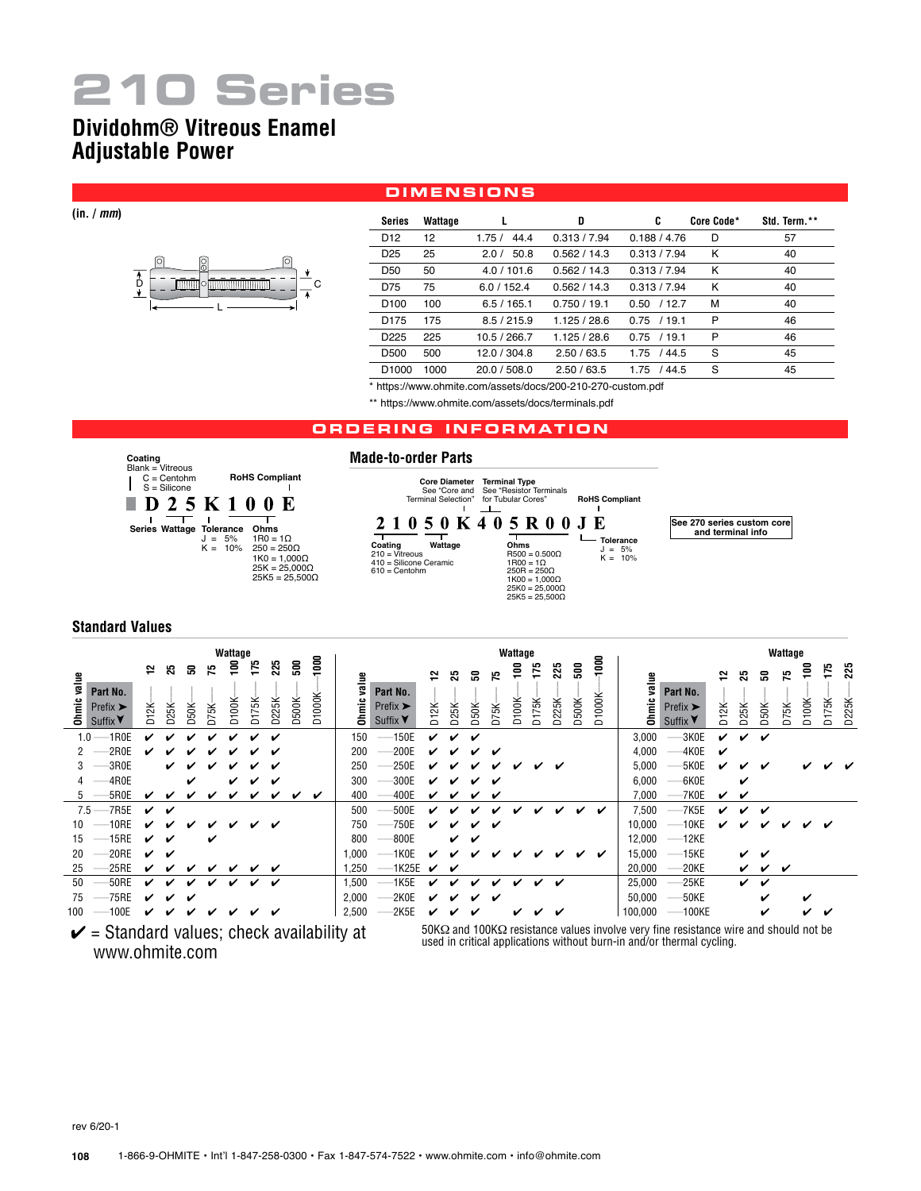# 210 Series

## Dividohm® Vitreous Enamel Adjustable Power

## DIMENSIONS

(in. / *mm*)

| Series | Wattage | L | D | C | Core Code* | Std. Term.** |
|---|---|---|---|---|---|---|
| D12 | 12 | 1.75 / 44.4 | 0.313 / 7.94 | 0.188 / 4.76 | D | 57 |
| D25 | 25 | 2.0 / 50.8 | 0.562 / 14.3 | 0.313 / 7.94 | K | 40 |
| D50 | 50 | 4.0 / 101.6 | 0.562 / 14.3 | 0.313 / 7.94 | K | 40 |
| D75 | 75 | 6.0 / 152.4 | 0.562 / 14.3 | 0.313 / 7.94 | K | 40 |
| D100 | 100 | 6.5 / 165.1 | 0.750 / 19.1 | 0.50 / 12.7 | M | 40 |
| D175 | 175 | 8.5 / 215.9 | 1.125 / 28.6 | 0.75 / 19.1 | P | 46 |
| D225 | 225 | 10.5 / 266.7 | 1.125 / 28.6 | 0.75 / 19.1 | P | 46 |
| D500 | 500 | 12.0 / 304.8 | 2.50 / 63.5 | 1.75 / 44.5 | S | 45 |
| D1000 | 1000 | 20.0 / 508.0 | 2.50 / 63.5 | 1.75 / 44.5 | S | 45 |

* https://www.ohmite.com/assets/docs/200-210-270-custom.pdf

** https://www.ohmite.com/assets/docs/terminals.pdf

## ORDERING INFORMATION

**D 2 5 K 1 0 0 E**

- Coating: Blank = Vitreous, C = Centohm, S = Silicone
- Series
- Wattage
- Tolerance: J = 5%, K = 10%
- Ohms: 1R0 = 1Ω, 250 = 250Ω, 1K0 = 1,000Ω, 25K = 25,000Ω, 25K5 = 25,500Ω
- RoHS Compliant

### Made-to-order Parts

**2 1 0 5 0 K 4 0 5 R 0 0 J E**

- Coating: 210 = Vitreous, 410 = Silicone Ceramic, 610 = Centohm
- Wattage
- Core Diameter: See "Core and Terminal Selection"
- Terminal Type: See "Resistor Terminals for Tubular Cores"
- Ohms: R500 = 0.500Ω, 1R00 = 1Ω, 250R = 250Ω, 1K00 = 1,000Ω, 25K0 = 25,000Ω, 25K5 = 25,500Ω
- Tolerance: J = 5%, K = 10%
- RoHS Compliant

See 270 series custom core and terminal info

## Standard Values

| Ohmic value | Part No. Suffix | 12 (D12K) | 25 (D25K) | 50 (D50K) | 75 (D75K) | 100 (D100K) | 175 (D175K) | 225 (D225K) | 500 (D500K) | 1000 (D1000K) |
|---|---|---|---|---|---|---|---|---|---|---|
| 1.0 | 1R0E | ✔ | ✔ | ✔ | ✔ | ✔ | ✔ | ✔ | | |
| 2 | 2R0E | ✔ | ✔ | ✔ | ✔ | ✔ | ✔ | ✔ | | |
| 3 | 3R0E | | ✔ | ✔ | ✔ | ✔ | ✔ | ✔ | | |
| 4 | 4R0E | | | ✔ | | ✔ | ✔ | ✔ | | |
| 5 | 5R0E | ✔ | ✔ | ✔ | ✔ | ✔ | ✔ | ✔ | ✔ | ✔ |
| 7.5 | 7R5E | ✔ | ✔ | | | | | | | |
| 10 | 10RE | ✔ | ✔ | ✔ | ✔ | ✔ | ✔ | ✔ | | |
| 15 | 15RE | ✔ | ✔ | | ✔ | | | | | |
| 20 | 20RE | ✔ | ✔ | | | | | | | |
| 25 | 25RE | ✔ | ✔ | ✔ | ✔ | ✔ | ✔ | ✔ | | |
| 50 | 50RE | ✔ | ✔ | ✔ | ✔ | ✔ | ✔ | ✔ | | |
| 75 | 75RE | ✔ | ✔ | ✔ | | | | | | |
| 100 | 100E | ✔ | ✔ | ✔ | ✔ | ✔ | ✔ | ✔ | | |

| Ohmic value | Part No. Suffix | 12 (D12K) | 25 (D25K) | 50 (D50K) | 75 (D75K) | 100 (D100K) | 175 (D175K) | 225 (D225K) | 500 (D500K) | 1000 (D1000K) |
|---|---|---|---|---|---|---|---|---|---|---|
| 150 | 150E | ✔ | ✔ | ✔ | | | | | | |
| 200 | 200E | ✔ | ✔ | ✔ | ✔ | | | | | |
| 250 | 250E | ✔ | ✔ | ✔ | ✔ | ✔ | ✔ | ✔ | | |
| 300 | 300E | ✔ | ✔ | ✔ | ✔ | | | | | |
| 400 | 400E | ✔ | ✔ | ✔ | ✔ | | | | | |
| 500 | 500E | ✔ | ✔ | ✔ | ✔ | ✔ | ✔ | ✔ | ✔ | ✔ |
| 750 | 750E | ✔ | ✔ | ✔ | ✔ | | | | | |
| 800 | 800E | | ✔ | ✔ | | | | | | |
| 1,000 | 1K0E | ✔ | ✔ | ✔ | ✔ | ✔ | ✔ | ✔ | ✔ | ✔ |
| 1,250 | 1K25E | ✔ | ✔ | | | | | | | |
| 1,500 | 1K5E | ✔ | ✔ | ✔ | ✔ | ✔ | ✔ | ✔ | | |
| 2,000 | 2K0E | ✔ | ✔ | ✔ | ✔ | | | | | |
| 2,500 | 2K5E | ✔ | ✔ | ✔ | | ✔ | ✔ | ✔ | | |

| Ohmic value | Part No. Suffix | 12 (D12K) | 25 (D25K) | 50 (D50K) | 75 (D75K) | 100 (D100K) | 175 (D175K) | 225 (D225K) |
|---|---|---|---|---|---|---|---|---|
| 3,000 | 3K0E | ✔ | ✔ | ✔ | | | | |
| 4,000 | 4K0E | ✔ | | | | | | |
| 5,000 | 5K0E | ✔ | ✔ | ✔ | | ✔ | ✔ | ✔ |
| 6,000 | 6K0E | | ✔ | | | | | |
| 7,000 | 7K0E | ✔ | ✔ | | | | | |
| 7,500 | 7K5E | ✔ | ✔ | ✔ | | | | |
| 10,000 | 10KE | ✔ | ✔ | ✔ | ✔ | ✔ | ✔ | |
| 12,000 | 12KE | | | | | | | |
| 15,000 | 15KE | | ✔ | ✔ | | | | |
| 20,000 | 20KE | | ✔ | ✔ | ✔ | | | |
| 25,000 | 25KE | | ✔ | ✔ | | | | |
| 50,000 | 50KE | | | ✔ | | ✔ | | |
| 100,000 | 100KE | | | ✔ | | ✔ | ✔ | |

✔ = Standard values; check availability at www.ohmite.com

50KΩ and 100KΩ resistance values involve very fine resistance wire and should not be used in critical applications without burn-in and/or thermal cycling.

rev 6/20-1